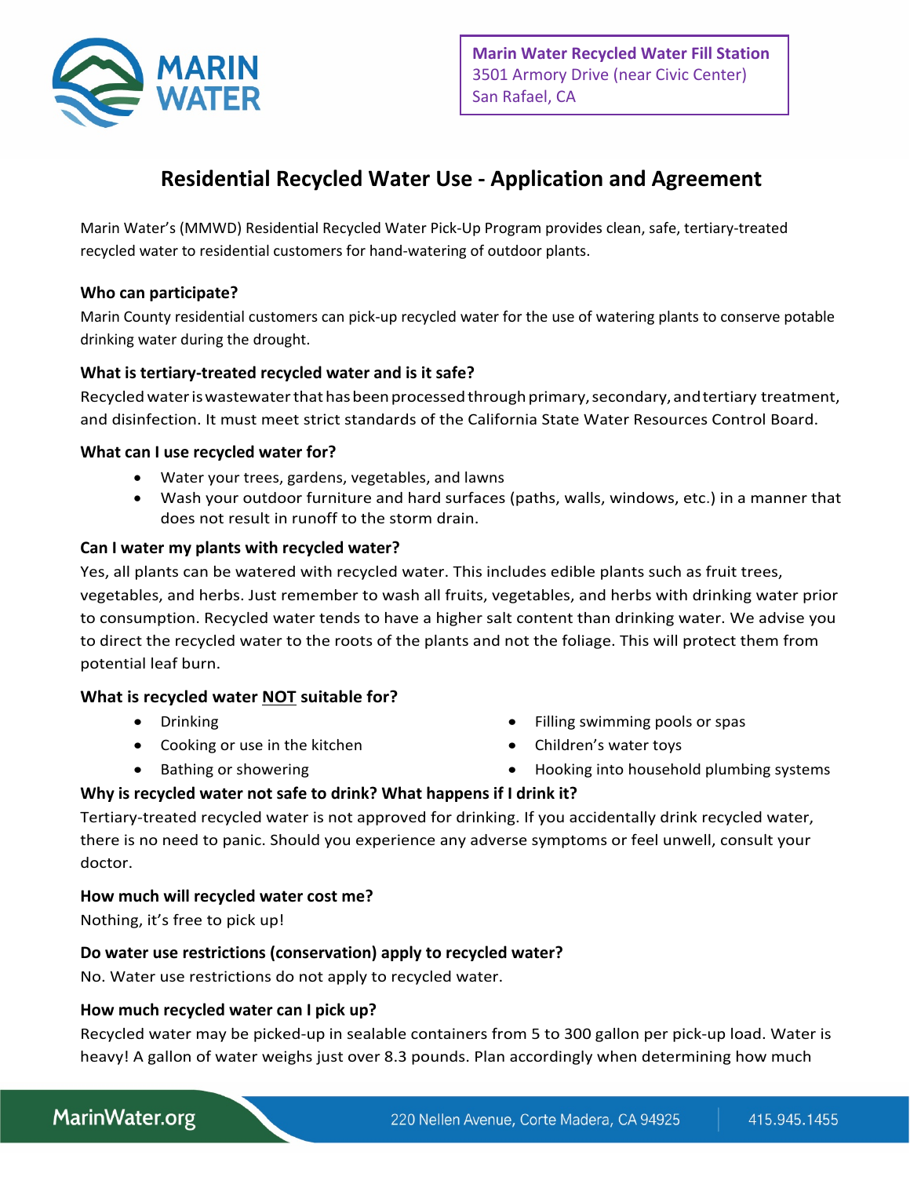**Marin Water Recycled Water Fill Station**
3501 Armory Drive (near Civic Center)
San Rafael, CA

# Residential Recycled Water Use - Application and Agreement

Marin Water's (MMWD) Residential Recycled Water Pick-Up Program provides clean, safe, tertiary-treated recycled water to residential customers for hand-watering of outdoor plants.

### Who can participate?

Marin County residential customers can pick-up recycled water for the use of watering plants to conserve potable drinking water during the drought.

### What is tertiary-treated recycled water and is it safe?

Recycled water is wastewater that has been processed through primary, secondary, and tertiary treatment, and disinfection. It must meet strict standards of the California State Water Resources Control Board.

### What can I use recycled water for?

- Water your trees, gardens, vegetables, and lawns
- Wash your outdoor furniture and hard surfaces (paths, walls, windows, etc.) in a manner that does not result in runoff to the storm drain.

### Can I water my plants with recycled water?

Yes, all plants can be watered with recycled water. This includes edible plants such as fruit trees, vegetables, and herbs. Just remember to wash all fruits, vegetables, and herbs with drinking water prior to consumption. Recycled water tends to have a higher salt content than drinking water. We advise you to direct the recycled water to the roots of the plants and not the foliage. This will protect them from potential leaf burn.

### What is recycled water NOT suitable for?

- Drinking
- Cooking or use in the kitchen
- Bathing or showering
- Filling swimming pools or spas
- Children's water toys
- Hooking into household plumbing systems

### Why is recycled water not safe to drink? What happens if I drink it?

Tertiary-treated recycled water is not approved for drinking. If you accidentally drink recycled water, there is no need to panic. Should you experience any adverse symptoms or feel unwell, consult your doctor.

### How much will recycled water cost me?

Nothing, it's free to pick up!

### Do water use restrictions (conservation) apply to recycled water?

No. Water use restrictions do not apply to recycled water.

### How much recycled water can I pick up?

Recycled water may be picked-up in sealable containers from 5 to 300 gallon per pick-up load. Water is heavy! A gallon of water weighs just over 8.3 pounds. Plan accordingly when determining how much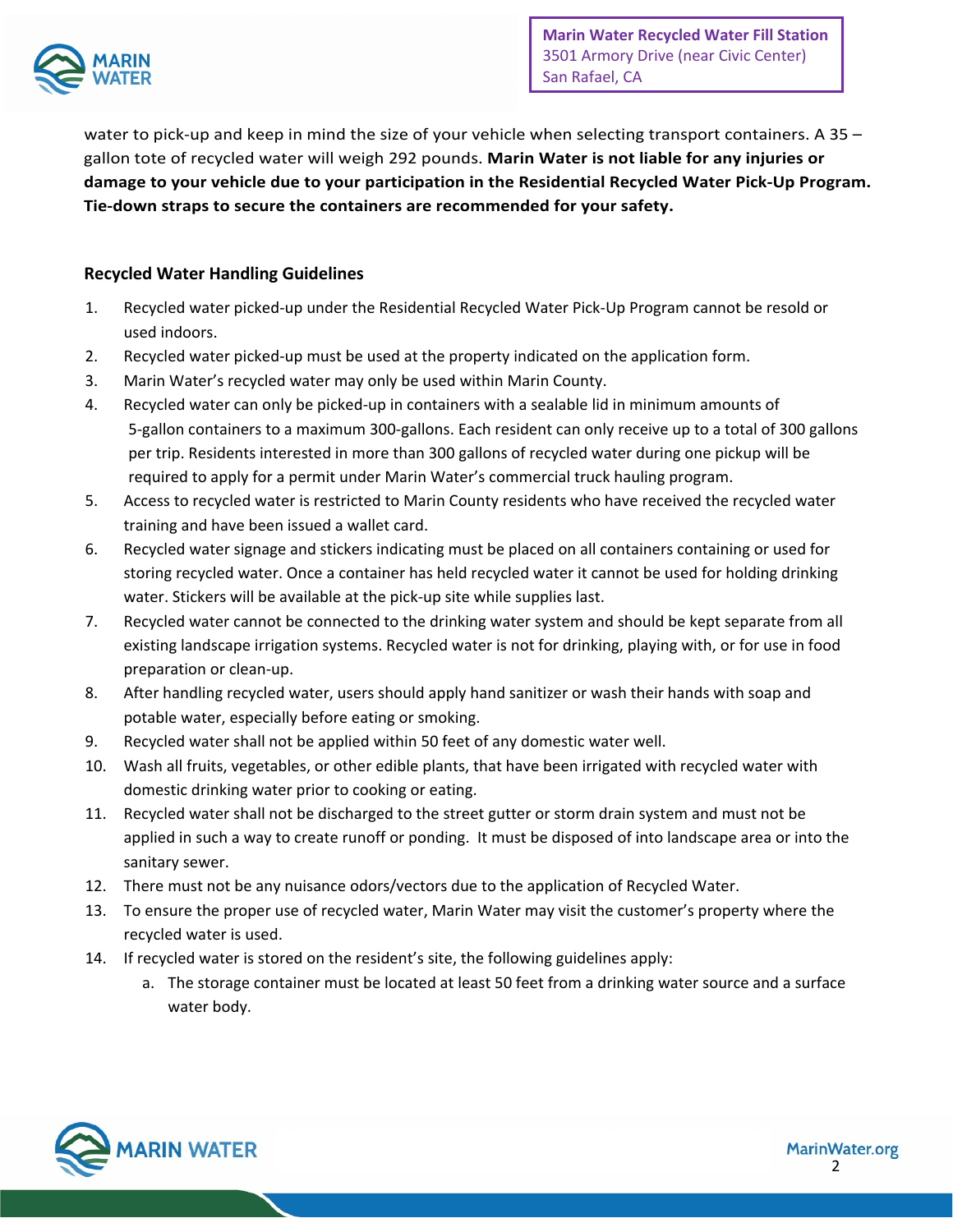water to pick-up and keep in mind the size of your vehicle when selecting transport containers. A 35 – gallon tote of recycled water will weigh 292 pounds. **Marin Water is not liable for any injuries or damage to your vehicle due to your participation in the Residential Recycled Water Pick-Up Program. Tie-down straps to secure the containers are recommended for your safety.**

**Recycled Water Handling Guidelines**

1. Recycled water picked-up under the Residential Recycled Water Pick-Up Program cannot be resold or used indoors.
2. Recycled water picked-up must be used at the property indicated on the application form.
3. Marin Water's recycled water may only be used within Marin County.
4. Recycled water can only be picked-up in containers with a sealable lid in minimum amounts of 5-gallon containers to a maximum 300-gallons. Each resident can only receive up to a total of 300 gallons per trip. Residents interested in more than 300 gallons of recycled water during one pickup will be required to apply for a permit under Marin Water's commercial truck hauling program.
5. Access to recycled water is restricted to Marin County residents who have received the recycled water training and have been issued a wallet card.
6. Recycled water signage and stickers indicating must be placed on all containers containing or used for storing recycled water. Once a container has held recycled water it cannot be used for holding drinking water. Stickers will be available at the pick-up site while supplies last.
7. Recycled water cannot be connected to the drinking water system and should be kept separate from all existing landscape irrigation systems. Recycled water is not for drinking, playing with, or for use in food preparation or clean-up.
8. After handling recycled water, users should apply hand sanitizer or wash their hands with soap and potable water, especially before eating or smoking.
9. Recycled water shall not be applied within 50 feet of any domestic water well.
10. Wash all fruits, vegetables, or other edible plants, that have been irrigated with recycled water with domestic drinking water prior to cooking or eating.
11. Recycled water shall not be discharged to the street gutter or storm drain system and must not be applied in such a way to create runoff or ponding. It must be disposed of into landscape area or into the sanitary sewer.
12. There must not be any nuisance odors/vectors due to the application of Recycled Water.
13. To ensure the proper use of recycled water, Marin Water may visit the customer's property where the recycled water is used.
14. If recycled water is stored on the resident's site, the following guidelines apply:
    a. The storage container must be located at least 50 feet from a drinking water source and a surface water body.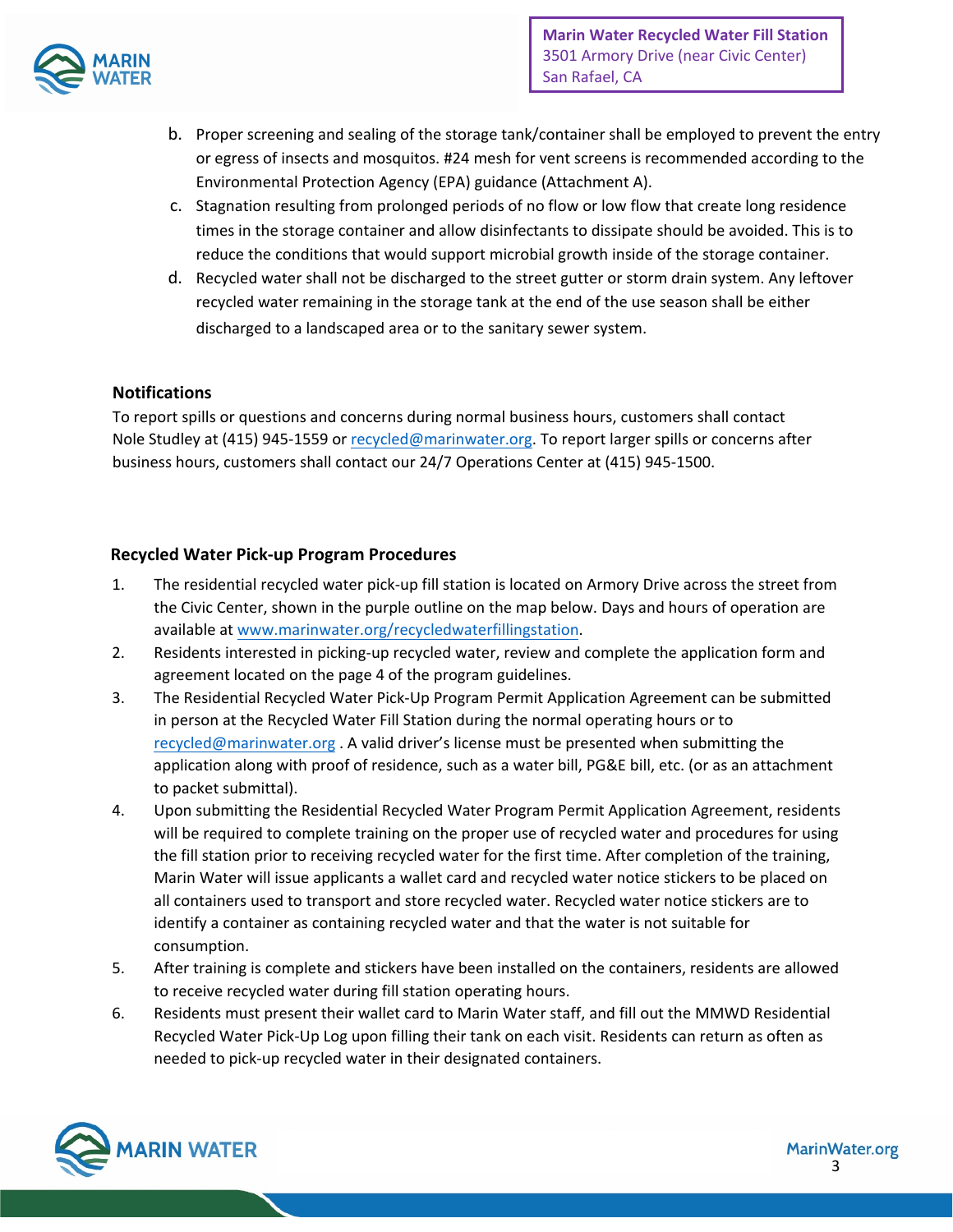b. Proper screening and sealing of the storage tank/container shall be employed to prevent the entry or egress of insects and mosquitos. #24 mesh for vent screens is recommended according to the Environmental Protection Agency (EPA) guidance (Attachment A).

c. Stagnation resulting from prolonged periods of no flow or low flow that create long residence times in the storage container and allow disinfectants to dissipate should be avoided. This is to reduce the conditions that would support microbial growth inside of the storage container.

d. Recycled water shall not be discharged to the street gutter or storm drain system. Any leftover recycled water remaining in the storage tank at the end of the use season shall be either discharged to a landscaped area or to the sanitary sewer system.

### Notifications

To report spills or questions and concerns during normal business hours, customers shall contact Nole Studley at (415) 945-1559 or recycled@marinwater.org. To report larger spills or concerns after business hours, customers shall contact our 24/7 Operations Center at (415) 945-1500.

### Recycled Water Pick-up Program Procedures

1. The residential recycled water pick-up fill station is located on Armory Drive across the street from the Civic Center, shown in the purple outline on the map below. Days and hours of operation are available at www.marinwater.org/recycledwaterfillingstation.
2. Residents interested in picking-up recycled water, review and complete the application form and agreement located on the page 4 of the program guidelines.
3. The Residential Recycled Water Pick-Up Program Permit Application Agreement can be submitted in person at the Recycled Water Fill Station during the normal operating hours or to recycled@marinwater.org . A valid driver's license must be presented when submitting the application along with proof of residence, such as a water bill, PG&E bill, etc. (or as an attachment to packet submittal).
4. Upon submitting the Residential Recycled Water Program Permit Application Agreement, residents will be required to complete training on the proper use of recycled water and procedures for using the fill station prior to receiving recycled water for the first time. After completion of the training, Marin Water will issue applicants a wallet card and recycled water notice stickers to be placed on all containers used to transport and store recycled water. Recycled water notice stickers are to identify a container as containing recycled water and that the water is not suitable for consumption.
5. After training is complete and stickers have been installed on the containers, residents are allowed to receive recycled water during fill station operating hours.
6. Residents must present their wallet card to Marin Water staff, and fill out the MMWD Residential Recycled Water Pick-Up Log upon filling their tank on each visit. Residents can return as often as needed to pick-up recycled water in their designated containers.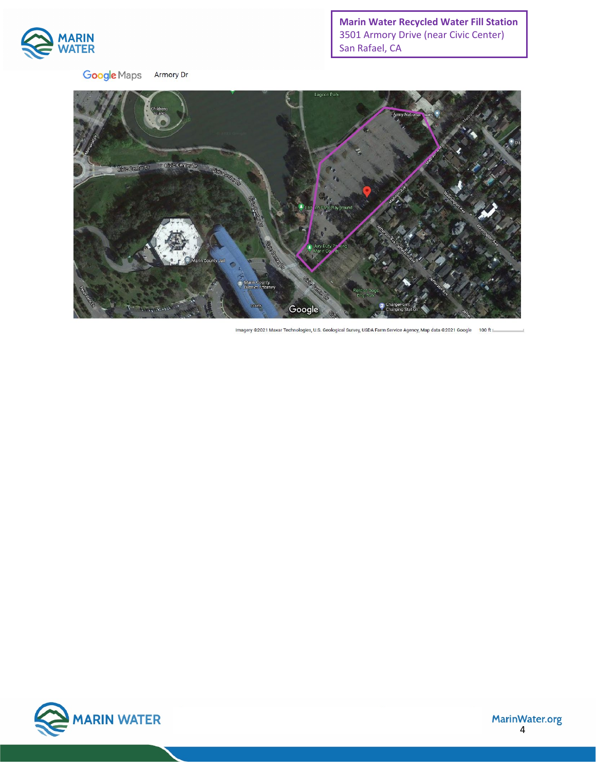**Marin Water Recycled Water Fill Station**
3501 Armory Drive (near Civic Center)
San Rafael, CA

Google Maps Armory Dr

Imagery ©2021 Maxar Technologies, U.S. Geological Survey, USDA Farm Service Agency, Map data ©2021 Google 100 ft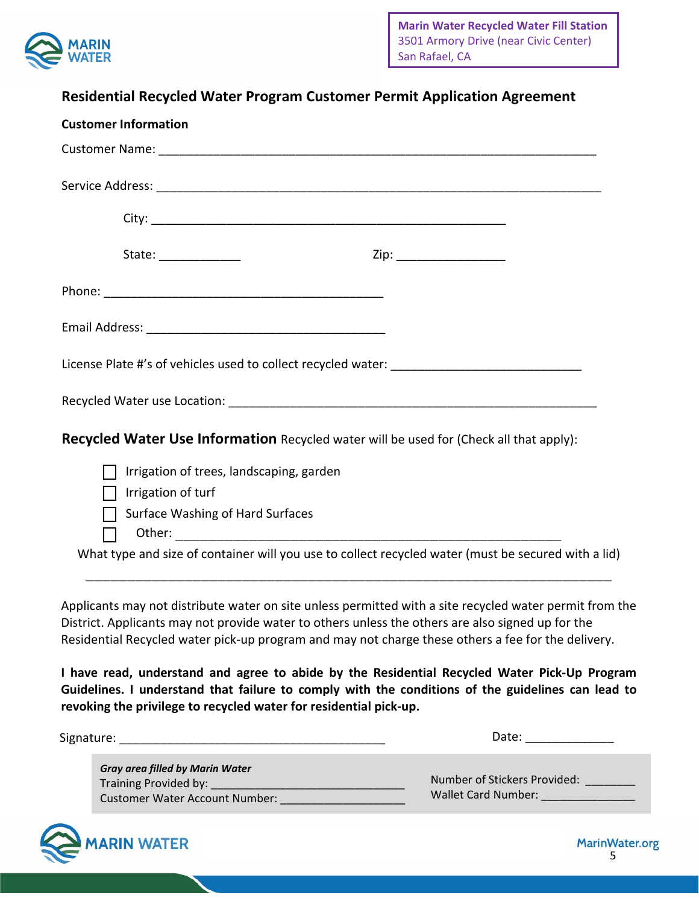**Marin Water Recycled Water Fill Station**
3501 Armory Drive (near Civic Center)
San Rafael, CA

## Residential Recycled Water Program Customer Permit Application Agreement

**Customer Information**

Customer Name: ________________________________________________________________

Service Address: ________________________________________________________________

City: ____________________________________________________

State: ____________ Zip: ________________

Phone: __________________________________________

Email Address: ___________________________________

License Plate #'s of vehicles used to collect recycled water: ____________________________

Recycled Water use Location: _______________________________________________________

**Recycled Water Use Information** Recycled water will be used for (Check all that apply):

- ☐ Irrigation of trees, landscaping, garden
- ☐ Irrigation of turf
- ☐ Surface Washing of Hard Surfaces
- ☐ Other: ___________________________________________________________

What type and size of container will you use to collect recycled water (must be secured with a lid)

_______________________________________________________________________________

Applicants may not distribute water on site unless permitted with a site recycled water permit from the District. Applicants may not provide water to others unless the others are also signed up for the Residential Recycled water pick-up program and may not charge these others a fee for the delivery.

**I have read, understand and agree to abide by the Residential Recycled Water Pick-Up Program Guidelines. I understand that failure to comply with the conditions of the guidelines can lead to revoking the privilege to recycled water for residential pick-up.**

Signature: ________________________________________ Date: _____________

***Gray area filled by Marin Water***
Training Provided by: ________________________________
Customer Water Account Number: ____________________
Number of Stickers Provided: ________
Wallet Card Number: _______________